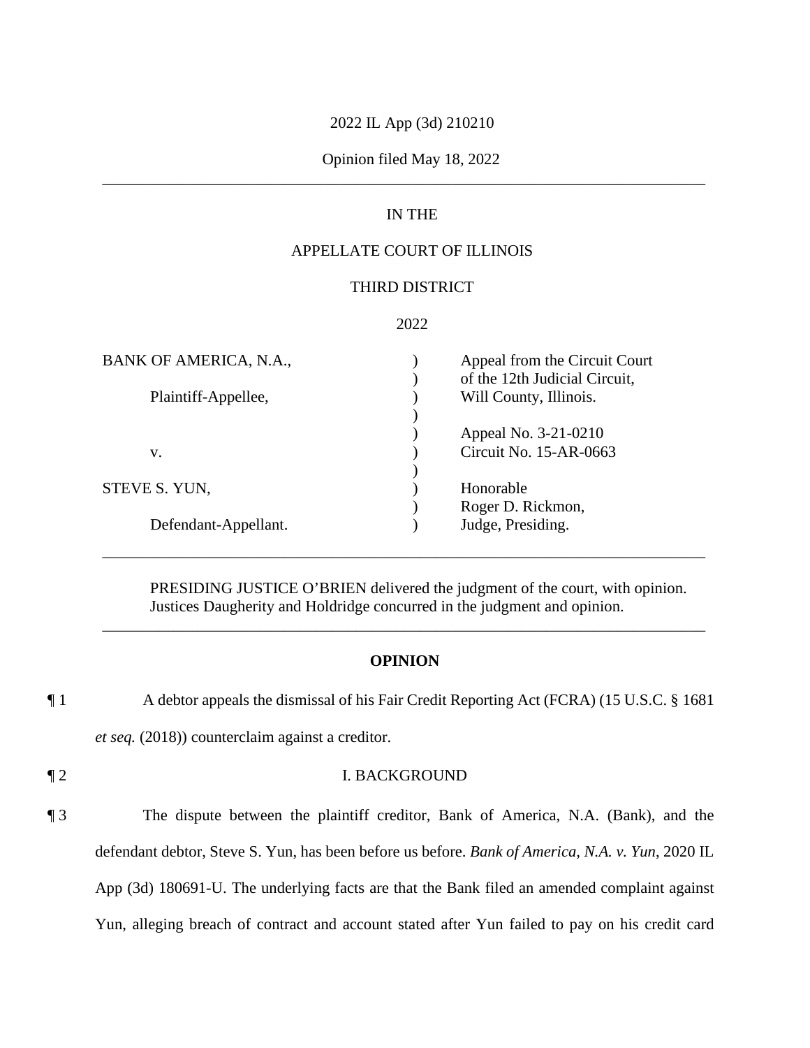2022 IL App (3d) 210210

Opinion filed May 18, 2022

---

IN THE

APPELLATE COURT OF ILLINOIS

THIRD DISTRICT

2022

| | | |
|---|---|---|
| BANK OF AMERICA, N.A., | ) | Appeal from the Circuit Court |
| | ) | of the 12th Judicial Circuit, |
| Plaintiff-Appellee, | ) | Will County, Illinois. |
| | ) | |
| | ) | Appeal No. 3-21-0210 |
| v. | ) | Circuit No. 15-AR-0663 |
| | ) | |
| STEVE S. YUN, | ) | Honorable |
| | ) | Roger D. Rickmon, |
| Defendant-Appellant. | ) | Judge, Presiding. |

---

PRESIDING JUSTICE O'BRIEN delivered the judgment of the court, with opinion.
Justices Daugherity and Holdridge concurred in the judgment and opinion.

---

**OPINION**

¶ 1 A debtor appeals the dismissal of his Fair Credit Reporting Act (FCRA) (15 U.S.C. § 1681 *et seq.* (2018)) counterclaim against a creditor.

¶ 2 I. BACKGROUND

¶ 3 The dispute between the plaintiff creditor, Bank of America, N.A. (Bank), and the defendant debtor, Steve S. Yun, has been before us before. *Bank of America, N.A. v. Yun*, 2020 IL App (3d) 180691-U. The underlying facts are that the Bank filed an amended complaint against Yun, alleging breach of contract and account stated after Yun failed to pay on his credit card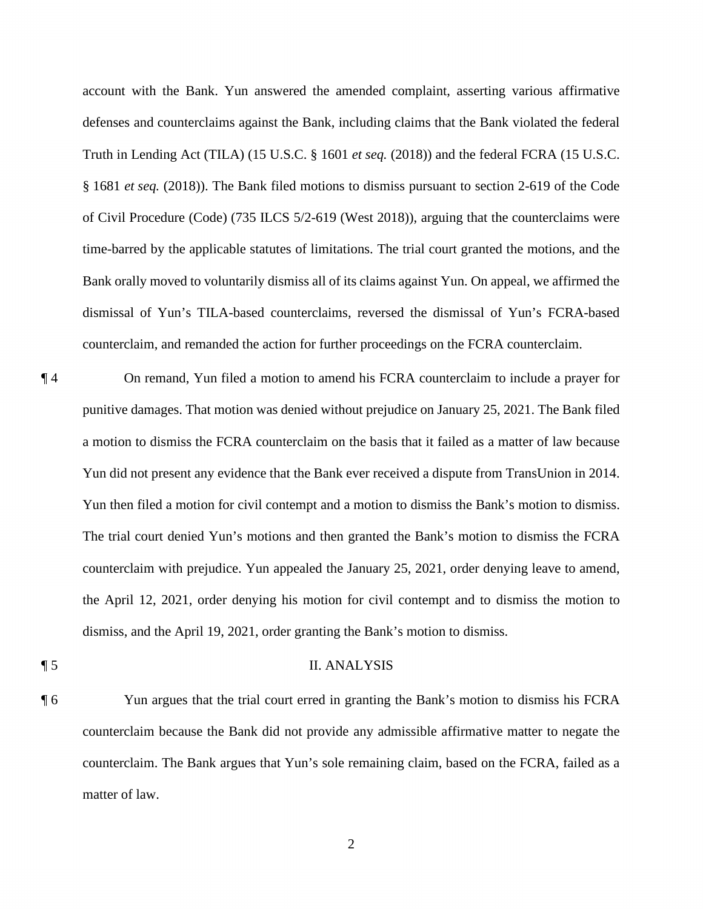account with the Bank. Yun answered the amended complaint, asserting various affirmative defenses and counterclaims against the Bank, including claims that the Bank violated the federal Truth in Lending Act (TILA) (15 U.S.C. § 1601 *et seq.* (2018)) and the federal FCRA (15 U.S.C. § 1681 *et seq.* (2018)). The Bank filed motions to dismiss pursuant to section 2-619 of the Code of Civil Procedure (Code) (735 ILCS 5/2-619 (West 2018)), arguing that the counterclaims were time-barred by the applicable statutes of limitations. The trial court granted the motions, and the Bank orally moved to voluntarily dismiss all of its claims against Yun. On appeal, we affirmed the dismissal of Yun's TILA-based counterclaims, reversed the dismissal of Yun's FCRA-based counterclaim, and remanded the action for further proceedings on the FCRA counterclaim.

¶ 4 On remand, Yun filed a motion to amend his FCRA counterclaim to include a prayer for punitive damages. That motion was denied without prejudice on January 25, 2021. The Bank filed a motion to dismiss the FCRA counterclaim on the basis that it failed as a matter of law because Yun did not present any evidence that the Bank ever received a dispute from TransUnion in 2014. Yun then filed a motion for civil contempt and a motion to dismiss the Bank's motion to dismiss. The trial court denied Yun's motions and then granted the Bank's motion to dismiss the FCRA counterclaim with prejudice. Yun appealed the January 25, 2021, order denying leave to amend, the April 12, 2021, order denying his motion for civil contempt and to dismiss the motion to dismiss, and the April 19, 2021, order granting the Bank's motion to dismiss.

¶ 5 II. ANALYSIS

¶ 6 Yun argues that the trial court erred in granting the Bank's motion to dismiss his FCRA counterclaim because the Bank did not provide any admissible affirmative matter to negate the counterclaim. The Bank argues that Yun's sole remaining claim, based on the FCRA, failed as a matter of law.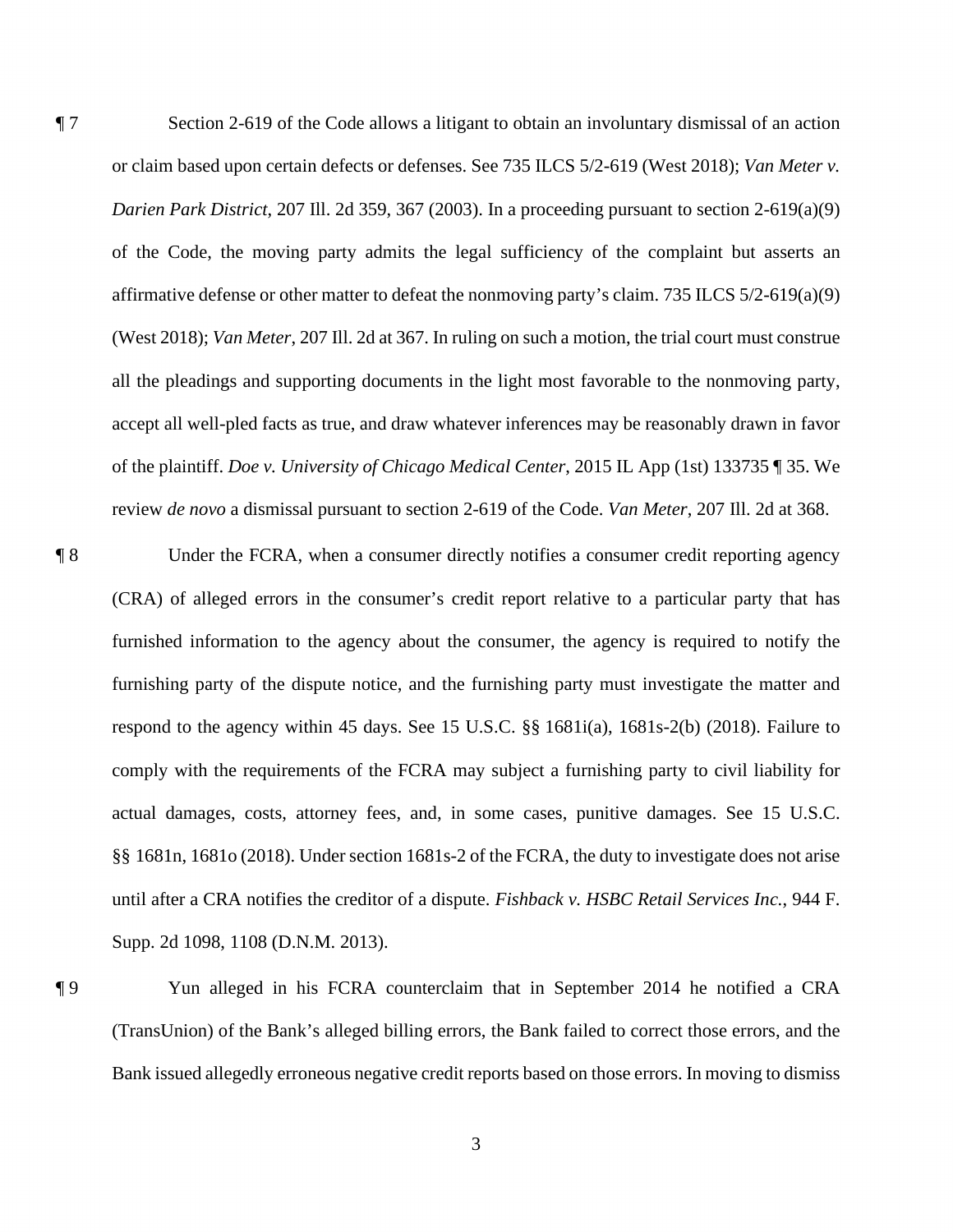¶ 7 Section 2-619 of the Code allows a litigant to obtain an involuntary dismissal of an action or claim based upon certain defects or defenses. See 735 ILCS 5/2-619 (West 2018); *Van Meter v. Darien Park District*, 207 Ill. 2d 359, 367 (2003). In a proceeding pursuant to section 2-619(a)(9) of the Code, the moving party admits the legal sufficiency of the complaint but asserts an affirmative defense or other matter to defeat the nonmoving party's claim. 735 ILCS 5/2-619(a)(9) (West 2018); *Van Meter*, 207 Ill. 2d at 367. In ruling on such a motion, the trial court must construe all the pleadings and supporting documents in the light most favorable to the nonmoving party, accept all well-pled facts as true, and draw whatever inferences may be reasonably drawn in favor of the plaintiff. *Doe v. University of Chicago Medical Center*, 2015 IL App (1st) 133735 ¶ 35. We review *de novo* a dismissal pursuant to section 2-619 of the Code. *Van Meter*, 207 Ill. 2d at 368.

¶ 8 Under the FCRA, when a consumer directly notifies a consumer credit reporting agency (CRA) of alleged errors in the consumer's credit report relative to a particular party that has furnished information to the agency about the consumer, the agency is required to notify the furnishing party of the dispute notice, and the furnishing party must investigate the matter and respond to the agency within 45 days. See 15 U.S.C. §§ 1681i(a), 1681s-2(b) (2018). Failure to comply with the requirements of the FCRA may subject a furnishing party to civil liability for actual damages, costs, attorney fees, and, in some cases, punitive damages. See 15 U.S.C. §§ 1681n, 1681o (2018). Under section 1681s-2 of the FCRA, the duty to investigate does not arise until after a CRA notifies the creditor of a dispute. *Fishback v. HSBC Retail Services Inc.*, 944 F. Supp. 2d 1098, 1108 (D.N.M. 2013).

¶ 9 Yun alleged in his FCRA counterclaim that in September 2014 he notified a CRA (TransUnion) of the Bank's alleged billing errors, the Bank failed to correct those errors, and the Bank issued allegedly erroneous negative credit reports based on those errors. In moving to dismiss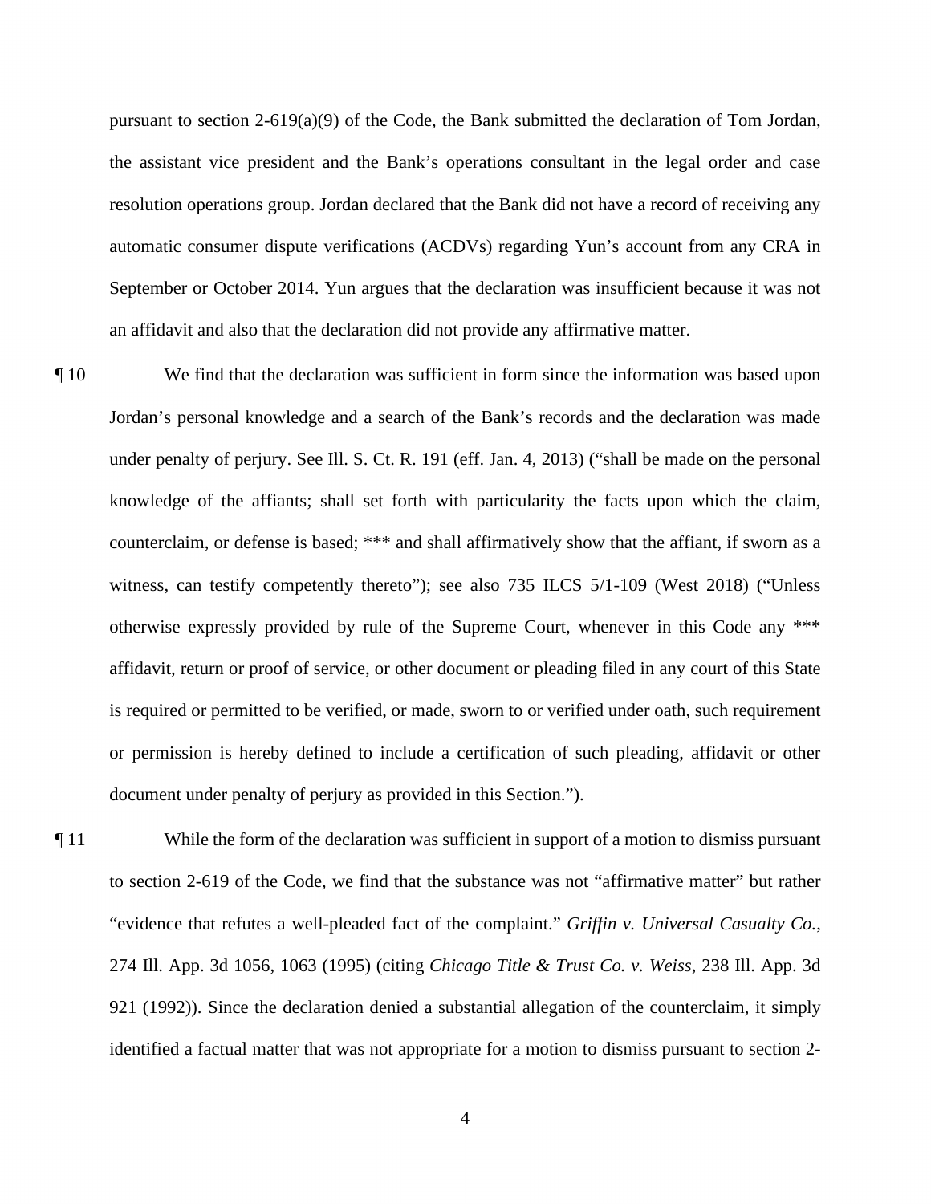pursuant to section 2-619(a)(9) of the Code, the Bank submitted the declaration of Tom Jordan, the assistant vice president and the Bank's operations consultant in the legal order and case resolution operations group. Jordan declared that the Bank did not have a record of receiving any automatic consumer dispute verifications (ACDVs) regarding Yun's account from any CRA in September or October 2014. Yun argues that the declaration was insufficient because it was not an affidavit and also that the declaration did not provide any affirmative matter.

¶ 10 We find that the declaration was sufficient in form since the information was based upon Jordan's personal knowledge and a search of the Bank's records and the declaration was made under penalty of perjury. See Ill. S. Ct. R. 191 (eff. Jan. 4, 2013) ("shall be made on the personal knowledge of the affiants; shall set forth with particularity the facts upon which the claim, counterclaim, or defense is based; *** and shall affirmatively show that the affiant, if sworn as a witness, can testify competently thereto"); see also 735 ILCS 5/1-109 (West 2018) ("Unless otherwise expressly provided by rule of the Supreme Court, whenever in this Code any *** affidavit, return or proof of service, or other document or pleading filed in any court of this State is required or permitted to be verified, or made, sworn to or verified under oath, such requirement or permission is hereby defined to include a certification of such pleading, affidavit or other document under penalty of perjury as provided in this Section.").

¶ 11 While the form of the declaration was sufficient in support of a motion to dismiss pursuant to section 2-619 of the Code, we find that the substance was not "affirmative matter" but rather "evidence that refutes a well-pleaded fact of the complaint." *Griffin v. Universal Casualty Co.*, 274 Ill. App. 3d 1056, 1063 (1995) (citing *Chicago Title & Trust Co. v. Weiss*, 238 Ill. App. 3d 921 (1992)). Since the declaration denied a substantial allegation of the counterclaim, it simply identified a factual matter that was not appropriate for a motion to dismiss pursuant to section 2-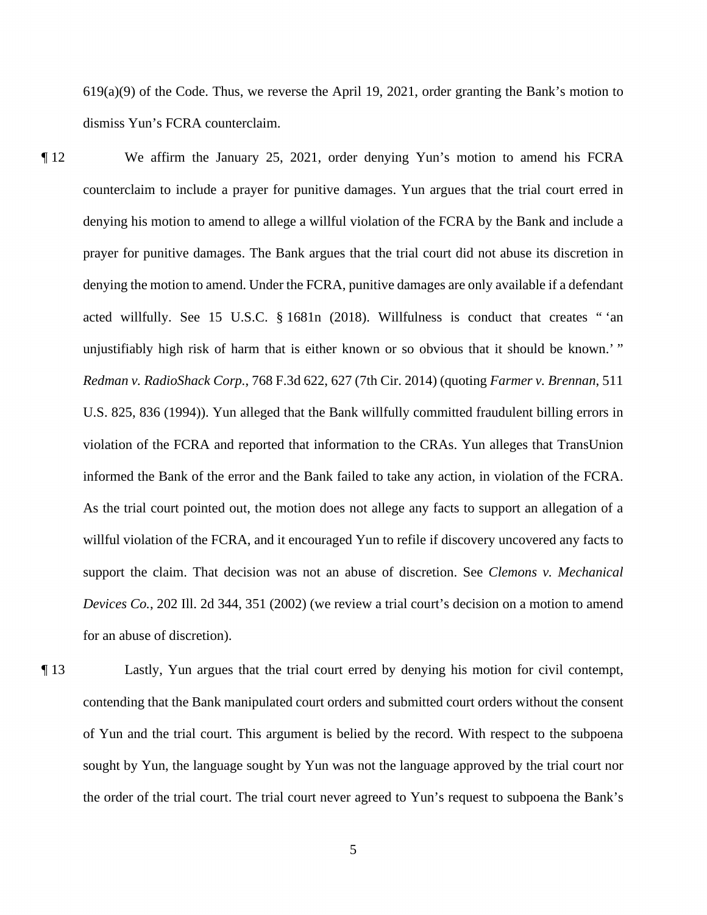619(a)(9) of the Code. Thus, we reverse the April 19, 2021, order granting the Bank's motion to dismiss Yun's FCRA counterclaim.

¶ 12 We affirm the January 25, 2021, order denying Yun's motion to amend his FCRA counterclaim to include a prayer for punitive damages. Yun argues that the trial court erred in denying his motion to amend to allege a willful violation of the FCRA by the Bank and include a prayer for punitive damages. The Bank argues that the trial court did not abuse its discretion in denying the motion to amend. Under the FCRA, punitive damages are only available if a defendant acted willfully. See 15 U.S.C. § 1681n (2018). Willfulness is conduct that creates " 'an unjustifiably high risk of harm that is either known or so obvious that it should be known.' " *Redman v. RadioShack Corp.*, 768 F.3d 622, 627 (7th Cir. 2014) (quoting *Farmer v. Brennan*, 511 U.S. 825, 836 (1994)). Yun alleged that the Bank willfully committed fraudulent billing errors in violation of the FCRA and reported that information to the CRAs. Yun alleges that TransUnion informed the Bank of the error and the Bank failed to take any action, in violation of the FCRA. As the trial court pointed out, the motion does not allege any facts to support an allegation of a willful violation of the FCRA, and it encouraged Yun to refile if discovery uncovered any facts to support the claim. That decision was not an abuse of discretion. See *Clemons v. Mechanical Devices Co.*, 202 Ill. 2d 344, 351 (2002) (we review a trial court's decision on a motion to amend for an abuse of discretion).

¶ 13 Lastly, Yun argues that the trial court erred by denying his motion for civil contempt, contending that the Bank manipulated court orders and submitted court orders without the consent of Yun and the trial court. This argument is belied by the record. With respect to the subpoena sought by Yun, the language sought by Yun was not the language approved by the trial court nor the order of the trial court. The trial court never agreed to Yun's request to subpoena the Bank's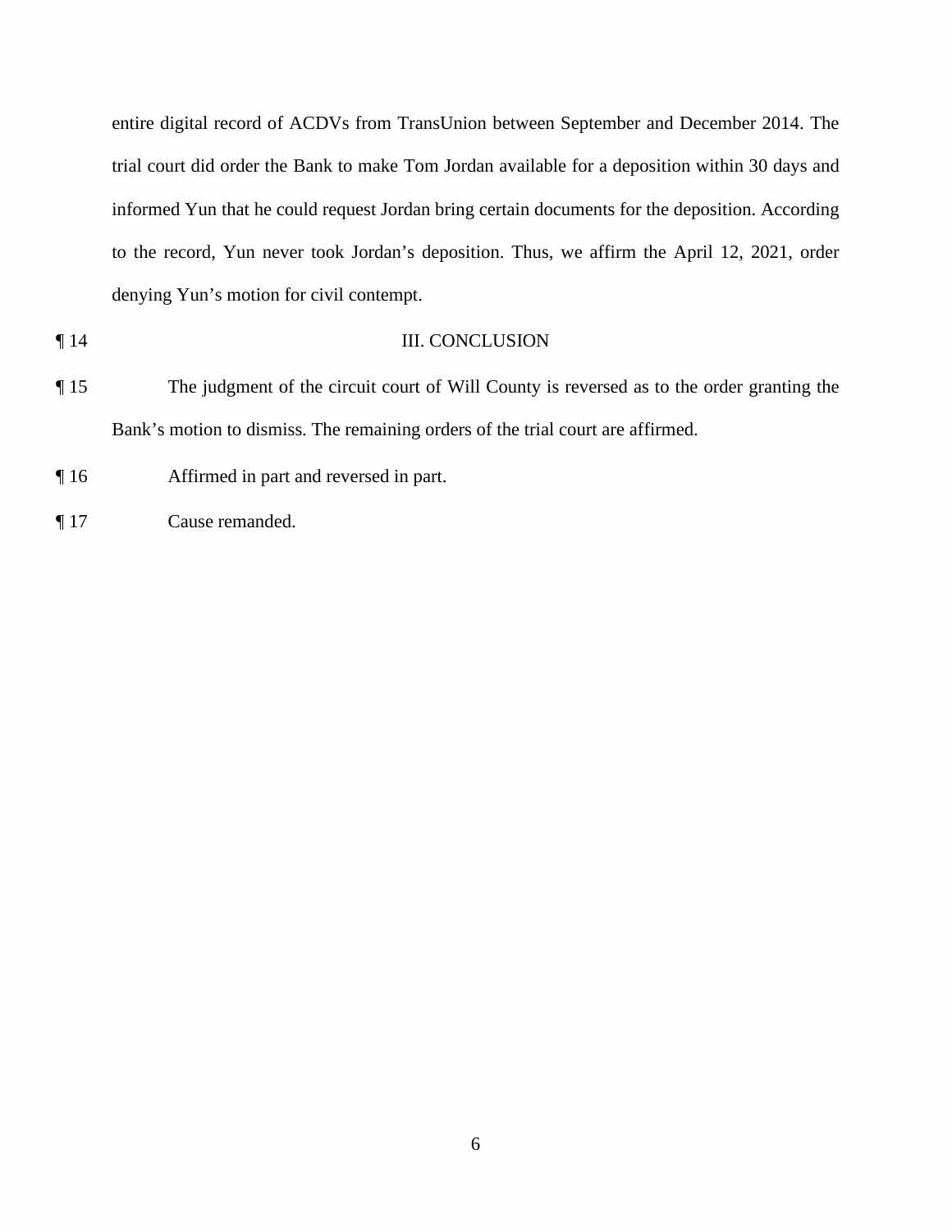entire digital record of ACDVs from TransUnion between September and December 2014. The trial court did order the Bank to make Tom Jordan available for a deposition within 30 days and informed Yun that he could request Jordan bring certain documents for the deposition. According to the record, Yun never took Jordan's deposition. Thus, we affirm the April 12, 2021, order denying Yun's motion for civil contempt.

¶ 14 III. CONCLUSION

¶ 15 The judgment of the circuit court of Will County is reversed as to the order granting the Bank's motion to dismiss. The remaining orders of the trial court are affirmed.

¶ 16 Affirmed in part and reversed in part.

¶ 17 Cause remanded.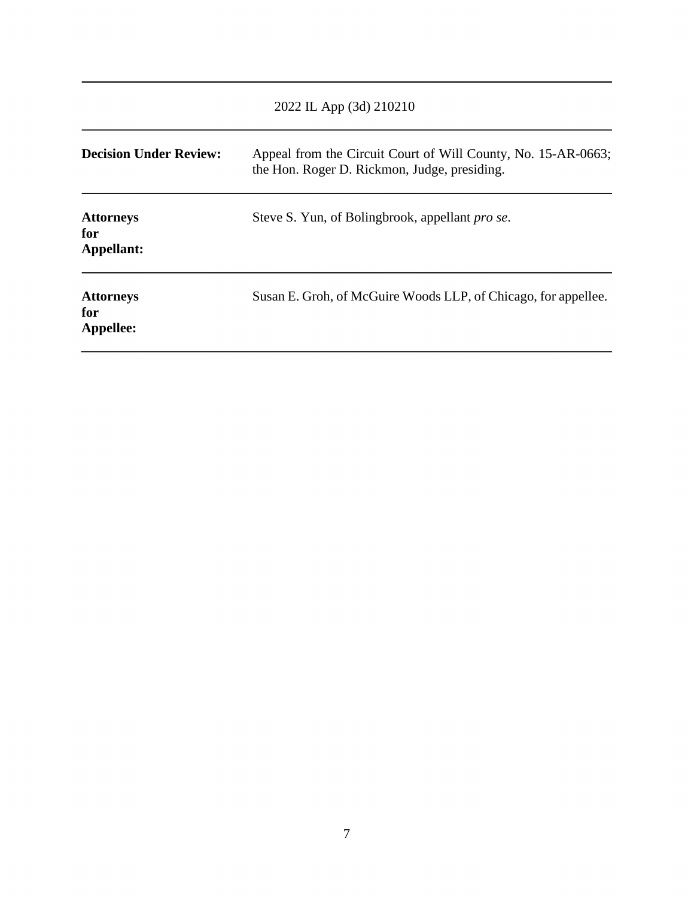2022 IL App (3d) 210210

| | |
|---|---|
| **Decision Under Review:** | Appeal from the Circuit Court of Will County, No. 15-AR-0663; the Hon. Roger D. Rickmon, Judge, presiding. |
| **Attorneys for Appellant:** | Steve S. Yun, of Bolingbrook, appellant *pro se*. |
| **Attorneys for Appellee:** | Susan E. Groh, of McGuire Woods LLP, of Chicago, for appellee. |